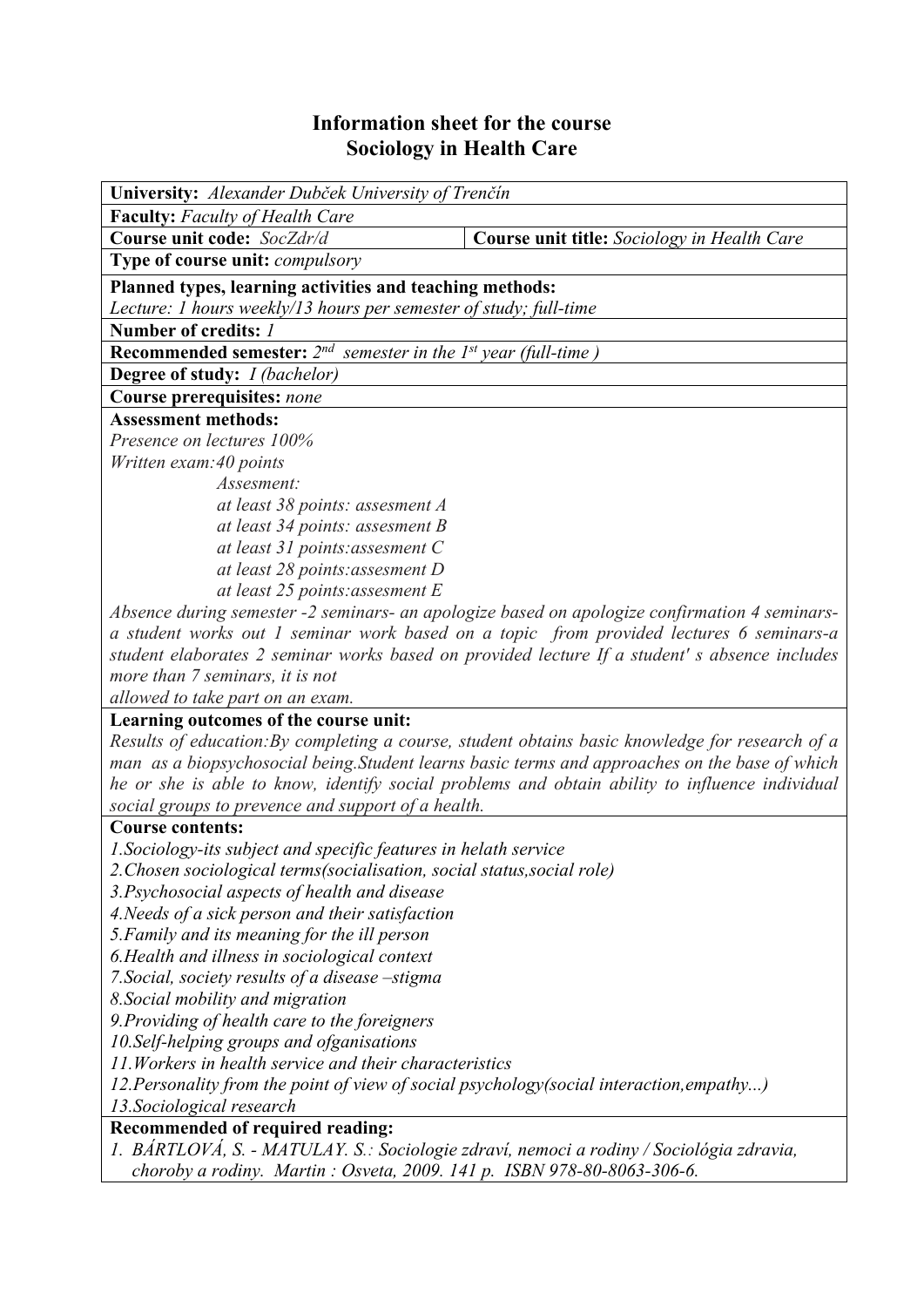# Information sheet for the course
# Sociology in Health Care

**University:** *Alexander Dubček University of Trenčín*

**Faculty:** *Faculty of Health Care*

| **Course unit code:** *SocZdr/d* | **Course unit title:** *Sociology in Health Care* |
|---|---|

**Type of course unit:** *compulsory*

**Planned types, learning activities and teaching methods:**
*Lecture: 1 hours weekly/13 hours per semester of study; full-time*

**Number of credits:** *1*

**Recommended semester:** *2nd semester in the 1st year (full-time )*

**Degree of study:** *I (bachelor)*

**Course prerequisites:** *none*

**Assessment methods:**
*Presence on lectures 100%*
*Written exam:40 points*

*Assesment:*
*at least 38 points: assesment A*
*at least 34 points: assesment B*
*at least 31 points:assesment C*
*at least 28 points:assesment D*
*at least 25 points:assesment E*

*Absence during semester -2 seminars- an apologize based on apologize confirmation 4 seminars-a student works out 1 seminar work based on a topic from provided lectures 6 seminars-a student elaborates 2 seminar works based on provided lecture If a student' s absence includes more than 7 seminars, it is not allowed to take part on an exam.*

**Learning outcomes of the course unit:**
*Results of education:By completing a course, student obtains basic knowledge for research of a man as a biopsychosocial being.Student learns basic terms and approaches on the base of which he or she is able to know, identify social problems and obtain ability to influence individual social groups to prevence and support of a health.*

**Course contents:**
*1.Sociology-its subject and specific features in helath service*
*2.Chosen sociological terms(socialisation, social status,social role)*
*3.Psychosocial aspects of health and disease*
*4.Needs of a sick person and their satisfaction*
*5.Family and its meaning for the ill person*
*6.Health and illness in sociological context*
*7.Social, society results of a disease –stigma*
*8.Social mobility and migration*
*9.Providing of health care to the foreigners*
*10.Self-helping groups and ofganisations*
*11.Workers in health service and their characteristics*
*12.Personality from the point of view of social psychology(social interaction,empathy...)*
*13.Sociological research*

**Recommended of required reading:**
1. *BÁRTLOVÁ, S. - MATULAY. S.: Sociologie zdraví, nemoci a rodiny / Sociológia zdravia, choroby a rodiny. Martin : Osveta, 2009. 141 p. ISBN 978-80-8063-306-6.*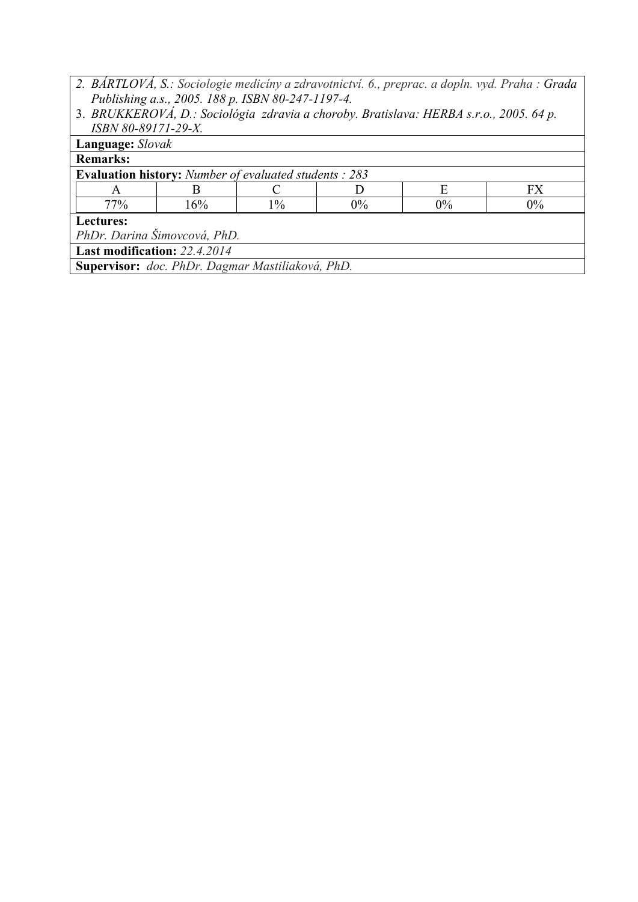2. *BÁRTLOVÁ, S.: Sociologie medicíny a zdravotnictví. 6., preprac. a dopln. vyd. Praha : Grada Publishing a.s., 2005. 188 p. ISBN 80-247-1197-4.*
3. *BRUKKEROVÁ, D.: Sociológia zdravia a choroby. Bratislava: HERBA s.r.o., 2005. 64 p. ISBN 80-89171-29-X.*

**Language:** *Slovak*

**Remarks:**

**Evaluation history:** *Number of evaluated students : 283*

| A | B | C | D | E | FX |
|---|---|---|---|---|---|
| 77% | 16% | 1% | 0% | 0% | 0% |

**Lectures:**
*PhDr. Darina Šimovcová, PhD.*

**Last modification:** *22.4.2014*

**Supervisor:** *doc. PhDr. Dagmar Mastiliaková, PhD.*